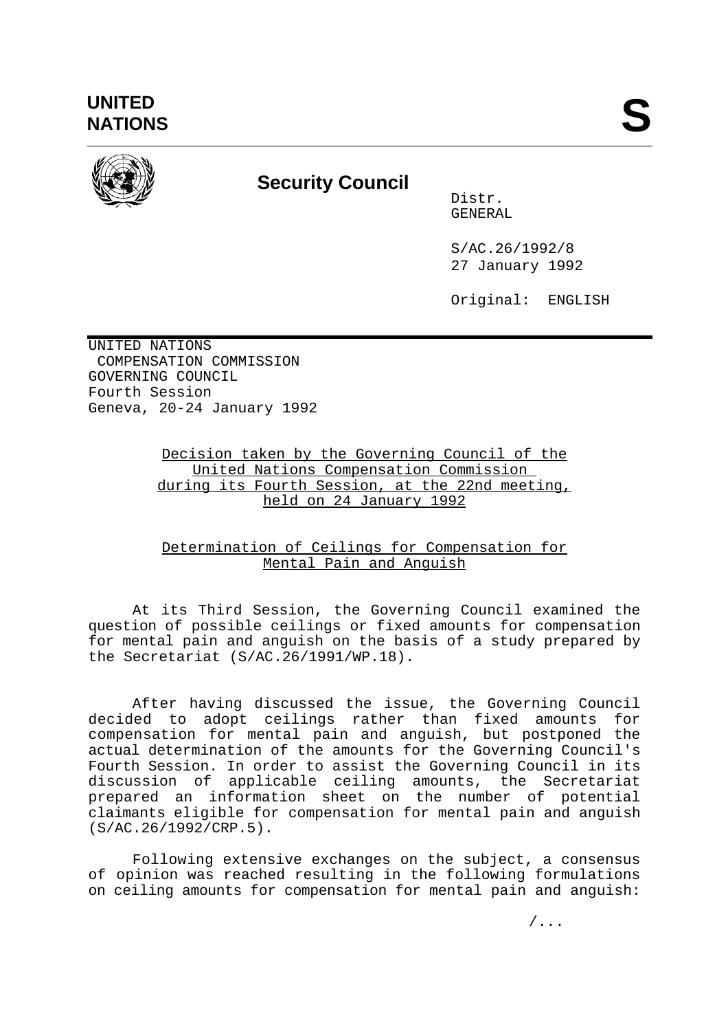UNITED NATIONS

# S

**Security Council**

Distr.
GENERAL

S/AC.26/1992/8
27 January 1992

Original: ENGLISH

UNITED NATIONS
COMPENSATION COMMISSION
GOVERNING COUNCIL
Fourth Session
Geneva, 20-24 January 1992

## Decision taken by the Governing Council of the United Nations Compensation Commission during its Fourth Session, at the 22nd meeting, held on 24 January 1992

## Determination of Ceilings for Compensation for Mental Pain and Anguish

At its Third Session, the Governing Council examined the question of possible ceilings or fixed amounts for compensation for mental pain and anguish on the basis of a study prepared by the Secretariat (S/AC.26/1991/WP.18).

After having discussed the issue, the Governing Council decided to adopt ceilings rather than fixed amounts for compensation for mental pain and anguish, but postponed the actual determination of the amounts for the Governing Council's Fourth Session. In order to assist the Governing Council in its discussion of applicable ceiling amounts, the Secretariat prepared an information sheet on the number of potential claimants eligible for compensation for mental pain and anguish (S/AC.26/1992/CRP.5).

Following extensive exchanges on the subject, a consensus of opinion was reached resulting in the following formulations on ceiling amounts for compensation for mental pain and anguish:

/...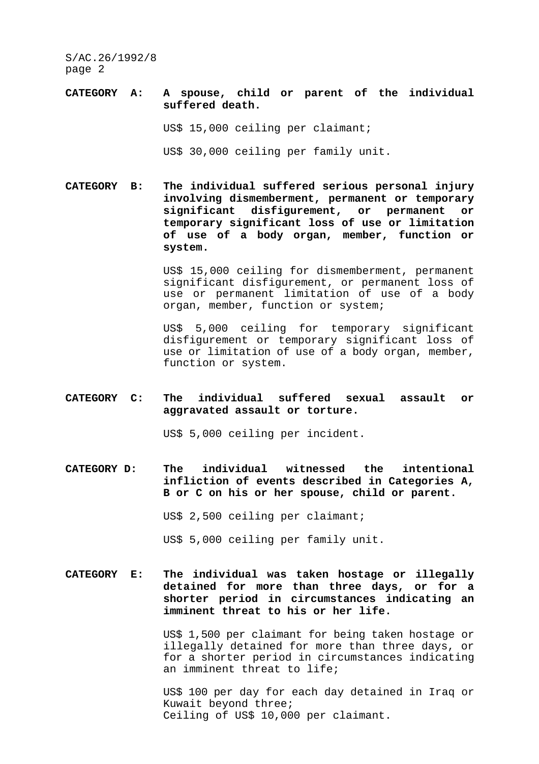**CATEGORY A: A spouse, child or parent of the individual suffered death.**

US$ 15,000 ceiling per claimant;

US$ 30,000 ceiling per family unit.

**CATEGORY B: The individual suffered serious personal injury involving dismemberment, permanent or temporary significant disfigurement, or permanent or temporary significant loss of use or limitation of use of a body organ, member, function or system.**

US$ 15,000 ceiling for dismemberment, permanent significant disfigurement, or permanent loss of use or permanent limitation of use of a body organ, member, function or system;

US$ 5,000 ceiling for temporary significant disfigurement or temporary significant loss of use or limitation of use of a body organ, member, function or system.

**CATEGORY C: The individual suffered sexual assault or aggravated assault or torture.**

US$ 5,000 ceiling per incident.

**CATEGORY D: The individual witnessed the intentional infliction of events described in Categories A, B or C on his or her spouse, child or parent.**

US$ 2,500 ceiling per claimant;

US$ 5,000 ceiling per family unit.

**CATEGORY E: The individual was taken hostage or illegally detained for more than three days, or for a shorter period in circumstances indicating an imminent threat to his or her life.**

US$ 1,500 per claimant for being taken hostage or illegally detained for more than three days, or for a shorter period in circumstances indicating an imminent threat to life;

US$ 100 per day for each day detained in Iraq or Kuwait beyond three;
Ceiling of US$ 10,000 per claimant.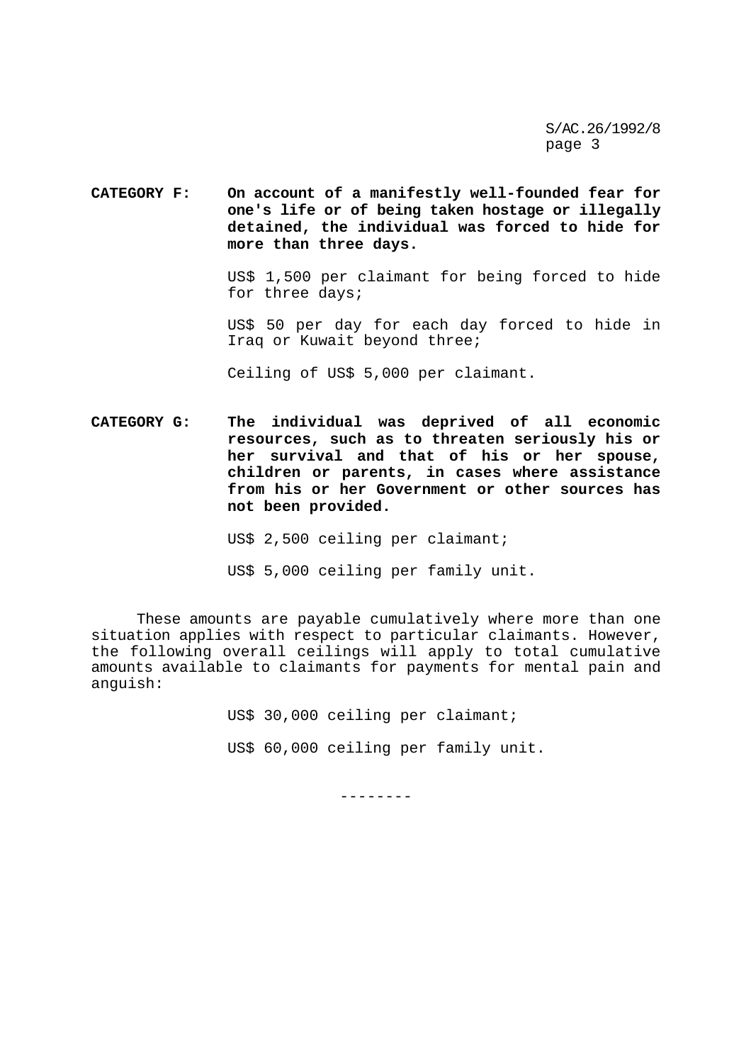**CATEGORY F:** **On account of a manifestly well-founded fear for one's life or of being taken hostage or illegally detained, the individual was forced to hide for more than three days.**

US$ 1,500 per claimant for being forced to hide for three days;

US$ 50 per day for each day forced to hide in Iraq or Kuwait beyond three;

Ceiling of US$ 5,000 per claimant.

**CATEGORY G:** **The individual was deprived of all economic resources, such as to threaten seriously his or her survival and that of his or her spouse, children or parents, in cases where assistance from his or her Government or other sources has not been provided.**

US$ 2,500 ceiling per claimant;

US$ 5,000 ceiling per family unit.

These amounts are payable cumulatively where more than one situation applies with respect to particular claimants. However, the following overall ceilings will apply to total cumulative amounts available to claimants for payments for mental pain and anguish:

US$ 30,000 ceiling per claimant;

US$ 60,000 ceiling per family unit.

--------